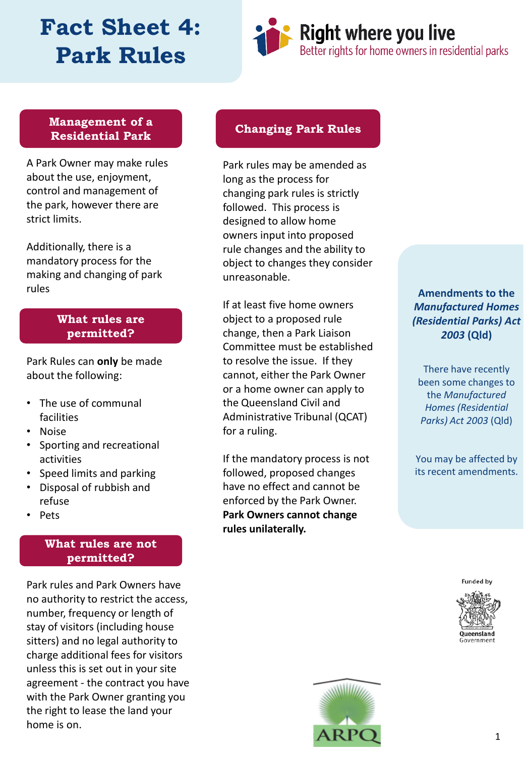# Fact Sheet 4: Park Rules

**Right where you live**
Better rights for home owners in residential parks

## Management of a Residential Park

A Park Owner may make rules about the use, enjoyment, control and management of the park, however there are strict limits.

Additionally, there is a mandatory process for the making and changing of park rules

## What rules are permitted?

Park Rules can **only** be made about the following:

- The use of communal facilities
- Noise
- Sporting and recreational activities
- Speed limits and parking
- Disposal of rubbish and refuse
- Pets

## What rules are not permitted?

Park rules and Park Owners have no authority to restrict the access, number, frequency or length of stay of visitors (including house sitters) and no legal authority to charge additional fees for visitors unless this is set out in your site agreement - the contract you have with the Park Owner granting you the right to lease the land your home is on.

## Changing Park Rules

Park rules may be amended as long as the process for changing park rules is strictly followed. This process is designed to allow home owners input into proposed rule changes and the ability to object to changes they consider unreasonable.

If at least five home owners object to a proposed rule change, then a Park Liaison Committee must be established to resolve the issue. If they cannot, either the Park Owner or a home owner can apply to the Queensland Civil and Administrative Tribunal (QCAT) for a ruling.

If the mandatory process is not followed, proposed changes have no effect and cannot be enforced by the Park Owner. **Park Owners cannot change rules unilaterally.**

### Amendments to the *Manufactured Homes (Residential Parks) Act 2003* (Qld)

There have recently been some changes to the *Manufactured Homes (Residential Parks) Act 2003* (Qld)

You may be affected by its recent amendments.

Funded by Queensland Government

ARPQ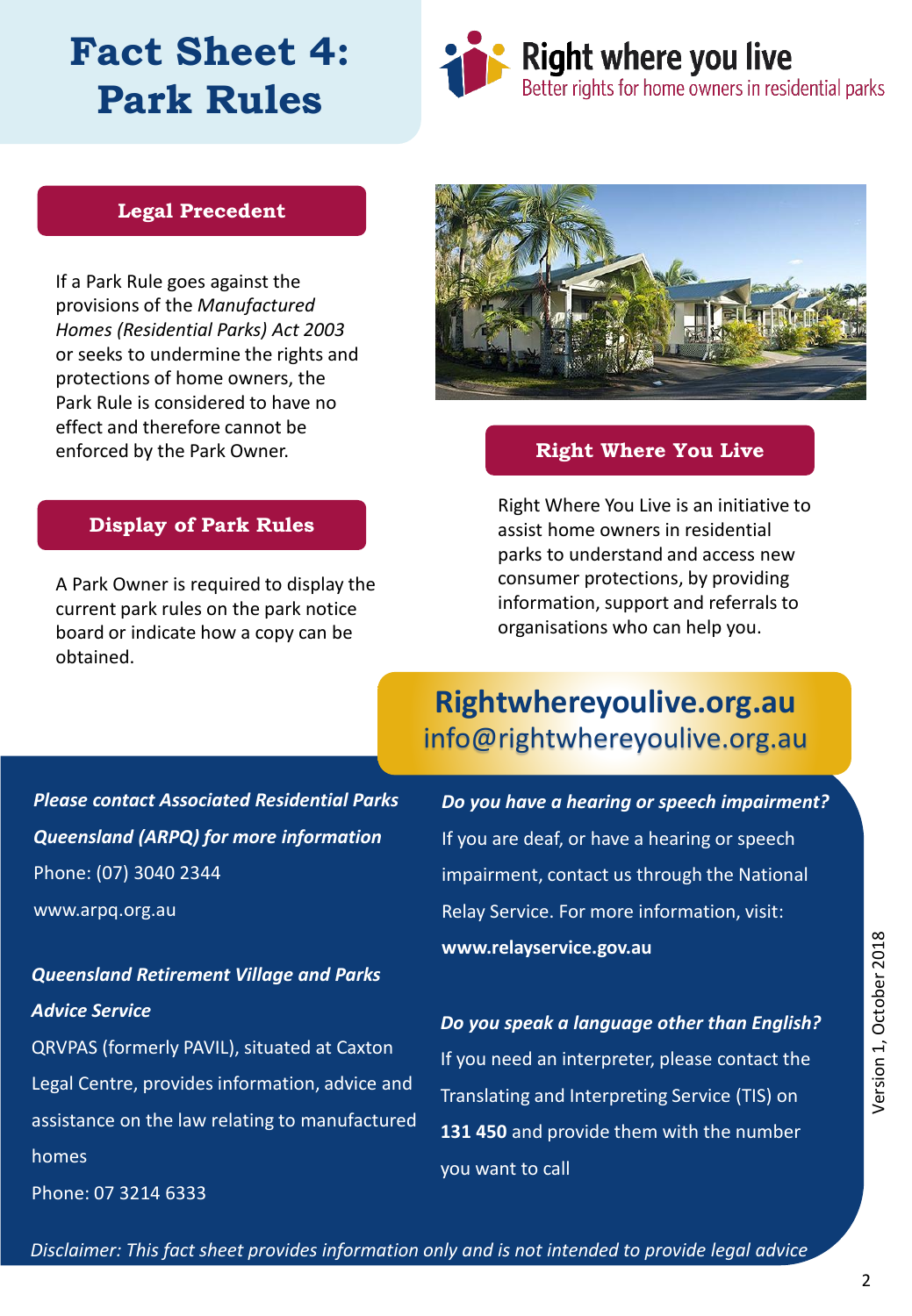# Fact Sheet 4: Park Rules

**Right where you live**
Better rights for home owners in residential parks

## Legal Precedent

If a Park Rule goes against the provisions of the *Manufactured Homes (Residential Parks) Act 2003* or seeks to undermine the rights and protections of home owners, the Park Rule is considered to have no effect and therefore cannot be enforced by the Park Owner.

## Display of Park Rules

A Park Owner is required to display the current park rules on the park notice board or indicate how a copy can be obtained.

## Right Where You Live

Right Where You Live is an initiative to assist home owners in residential parks to understand and access new consumer protections, by providing information, support and referrals to organisations who can help you.

**Rightwhereyoulive.org.au**
info@rightwhereyoulive.org.au

***Please contact Associated Residential Parks Queensland (ARPQ) for more information***

Phone: (07) 3040 2344

www.arpq.org.au

***Queensland Retirement Village and Parks Advice Service***

QRVPAS (formerly PAVIL), situated at Caxton Legal Centre, provides information, advice and assistance on the law relating to manufactured homes

Phone: 07 3214 6333

***Do you have a hearing or speech impairment?***

If you are deaf, or have a hearing or speech impairment, contact us through the National Relay Service. For more information, visit: **www.relayservice.gov.au**

***Do you speak a language other than English?***

If you need an interpreter, please contact the Translating and Interpreting Service (TIS) on **131 450** and provide them with the number you want to call

*Disclaimer: This fact sheet provides information only and is not intended to provide legal advice*

Version 1, October 2018